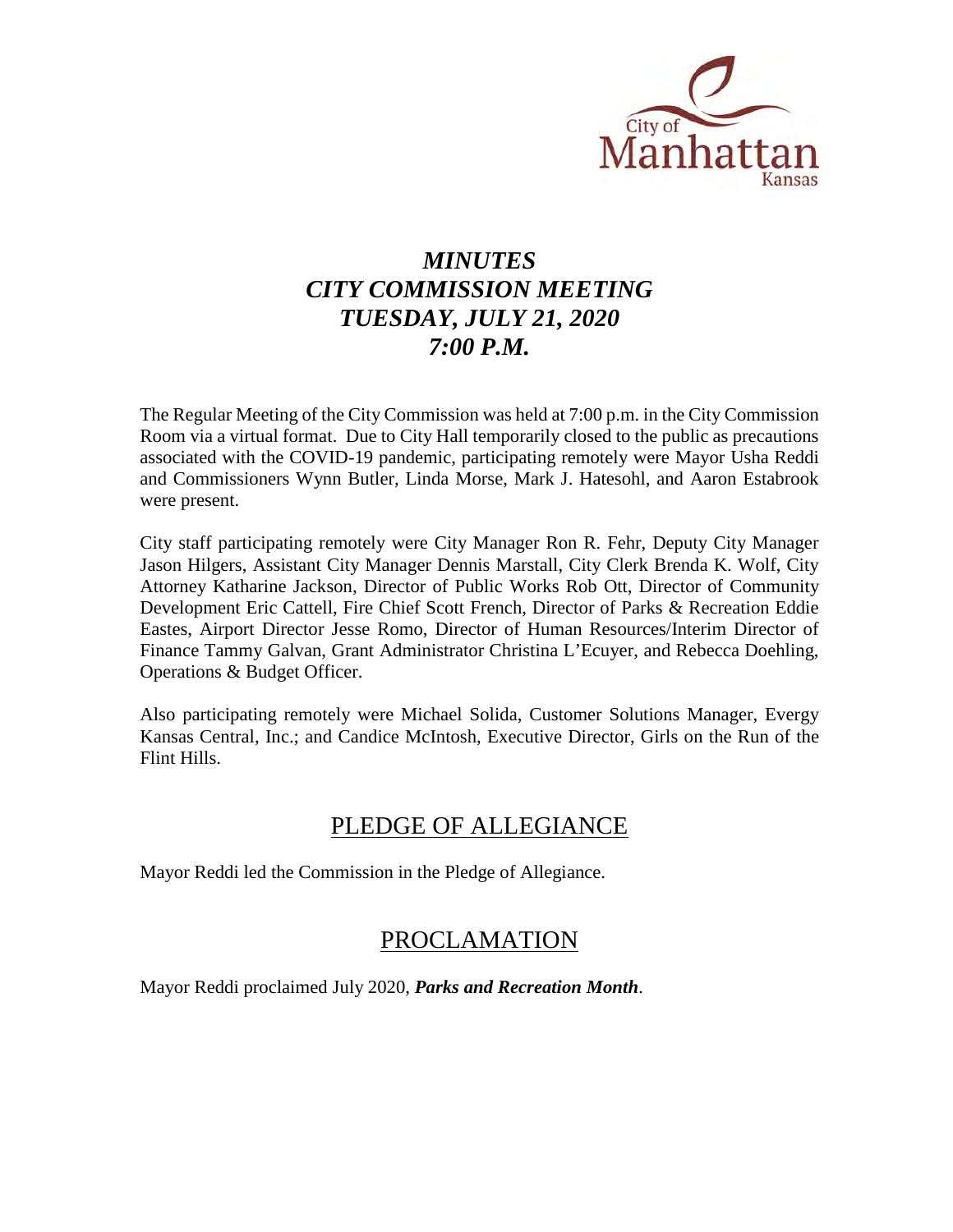City of Manhattan Kansas

# *MINUTES*
# *CITY COMMISSION MEETING*
# *TUESDAY, JULY 21, 2020*
# *7:00 P.M.*

The Regular Meeting of the City Commission was held at 7:00 p.m. in the City Commission Room via a virtual format. Due to City Hall temporarily closed to the public as precautions associated with the COVID-19 pandemic, participating remotely were Mayor Usha Reddi and Commissioners Wynn Butler, Linda Morse, Mark J. Hatesohl, and Aaron Estabrook were present.

City staff participating remotely were City Manager Ron R. Fehr, Deputy City Manager Jason Hilgers, Assistant City Manager Dennis Marstall, City Clerk Brenda K. Wolf, City Attorney Katharine Jackson, Director of Public Works Rob Ott, Director of Community Development Eric Cattell, Fire Chief Scott French, Director of Parks & Recreation Eddie Eastes, Airport Director Jesse Romo, Director of Human Resources/Interim Director of Finance Tammy Galvan, Grant Administrator Christina L'Ecuyer, and Rebecca Doehling, Operations & Budget Officer.

Also participating remotely were Michael Solida, Customer Solutions Manager, Evergy Kansas Central, Inc.; and Candice McIntosh, Executive Director, Girls on the Run of the Flint Hills.

## PLEDGE OF ALLEGIANCE

Mayor Reddi led the Commission in the Pledge of Allegiance.

## PROCLAMATION

Mayor Reddi proclaimed July 2020, ***Parks and Recreation Month***.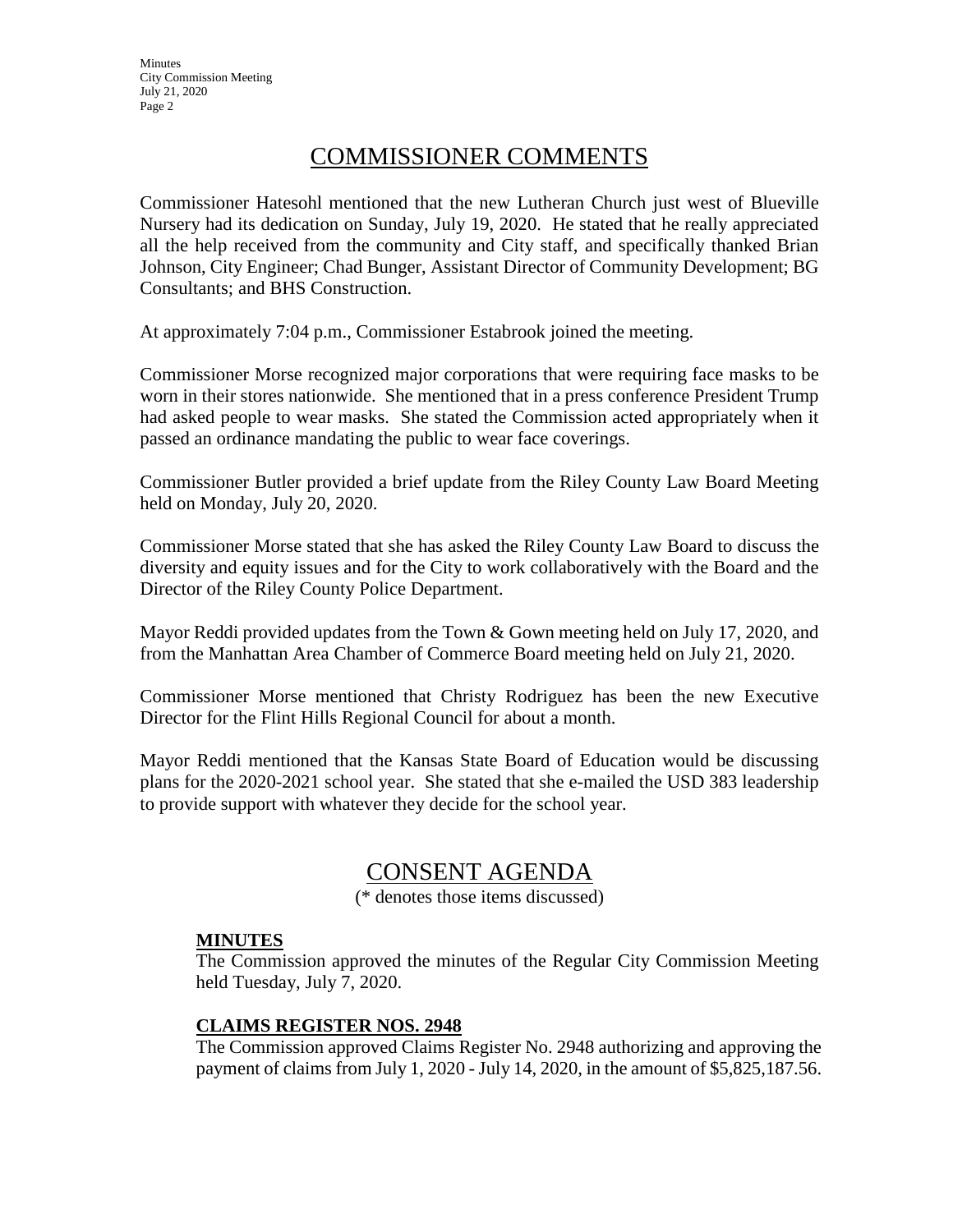## COMMISSIONER COMMENTS

Commissioner Hatesohl mentioned that the new Lutheran Church just west of Blueville Nursery had its dedication on Sunday, July 19, 2020. He stated that he really appreciated all the help received from the community and City staff, and specifically thanked Brian Johnson, City Engineer; Chad Bunger, Assistant Director of Community Development; BG Consultants; and BHS Construction.

At approximately 7:04 p.m., Commissioner Estabrook joined the meeting.

Commissioner Morse recognized major corporations that were requiring face masks to be worn in their stores nationwide. She mentioned that in a press conference President Trump had asked people to wear masks. She stated the Commission acted appropriately when it passed an ordinance mandating the public to wear face coverings.

Commissioner Butler provided a brief update from the Riley County Law Board Meeting held on Monday, July 20, 2020.

Commissioner Morse stated that she has asked the Riley County Law Board to discuss the diversity and equity issues and for the City to work collaboratively with the Board and the Director of the Riley County Police Department.

Mayor Reddi provided updates from the Town & Gown meeting held on July 17, 2020, and from the Manhattan Area Chamber of Commerce Board meeting held on July 21, 2020.

Commissioner Morse mentioned that Christy Rodriguez has been the new Executive Director for the Flint Hills Regional Council for about a month.

Mayor Reddi mentioned that the Kansas State Board of Education would be discussing plans for the 2020-2021 school year. She stated that she e-mailed the USD 383 leadership to provide support with whatever they decide for the school year.

## CONSENT AGENDA

(* denotes those items discussed)

**MINUTES**

The Commission approved the minutes of the Regular City Commission Meeting held Tuesday, July 7, 2020.

**CLAIMS REGISTER NOS. 2948**

The Commission approved Claims Register No. 2948 authorizing and approving the payment of claims from July 1, 2020 - July 14, 2020, in the amount of $5,825,187.56.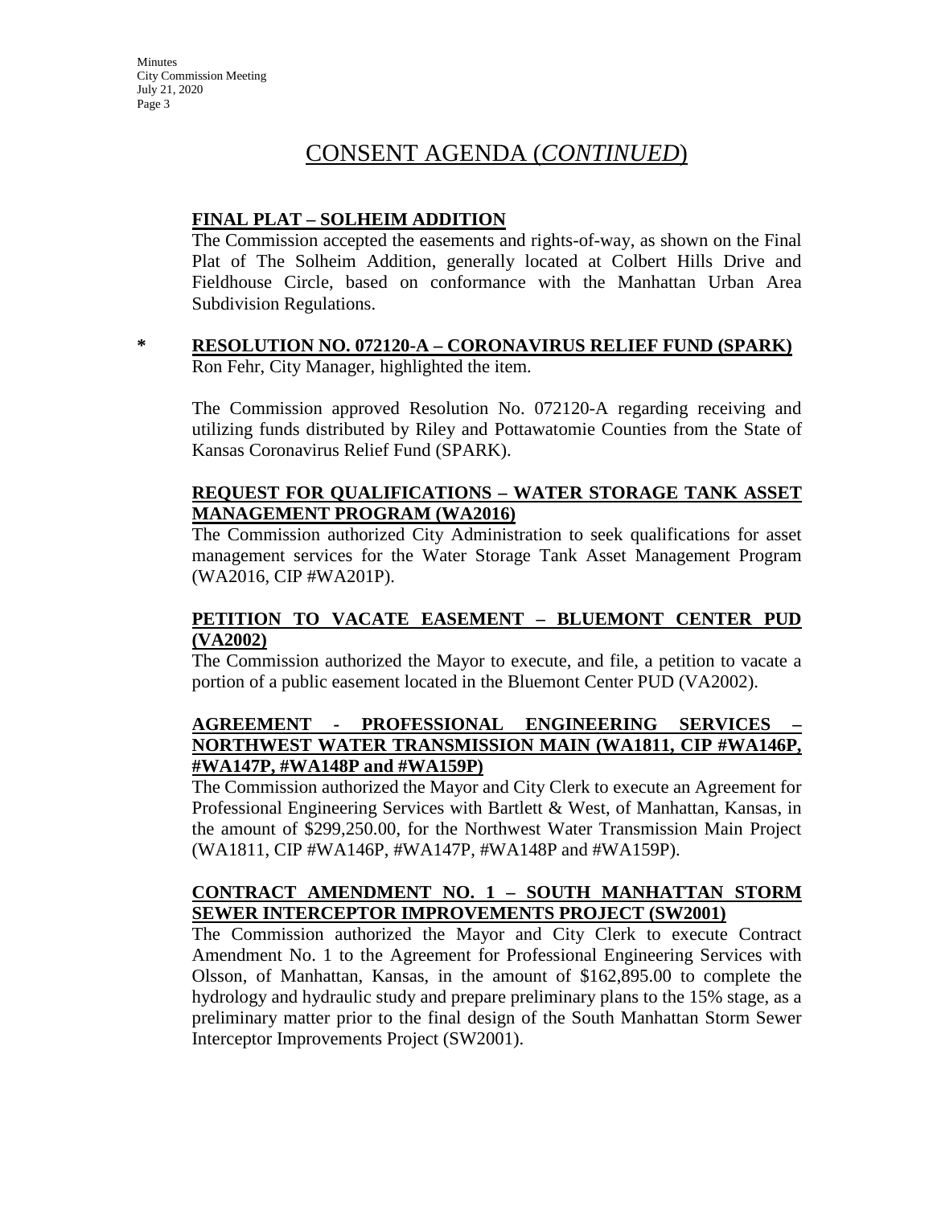# CONSENT AGENDA (*CONTINUED*)

**FINAL PLAT – SOLHEIM ADDITION**

The Commission accepted the easements and rights-of-way, as shown on the Final Plat of The Solheim Addition, generally located at Colbert Hills Drive and Fieldhouse Circle, based on conformance with the Manhattan Urban Area Subdivision Regulations.

\* **RESOLUTION NO. 072120-A – CORONAVIRUS RELIEF FUND (SPARK)**

Ron Fehr, City Manager, highlighted the item.

The Commission approved Resolution No. 072120-A regarding receiving and utilizing funds distributed by Riley and Pottawatomie Counties from the State of Kansas Coronavirus Relief Fund (SPARK).

**REQUEST FOR QUALIFICATIONS – WATER STORAGE TANK ASSET MANAGEMENT PROGRAM (WA2016)**

The Commission authorized City Administration to seek qualifications for asset management services for the Water Storage Tank Asset Management Program (WA2016, CIP #WA201P).

**PETITION TO VACATE EASEMENT – BLUEMONT CENTER PUD (VA2002)**

The Commission authorized the Mayor to execute, and file, a petition to vacate a portion of a public easement located in the Bluemont Center PUD (VA2002).

**AGREEMENT - PROFESSIONAL ENGINEERING SERVICES – NORTHWEST WATER TRANSMISSION MAIN (WA1811, CIP #WA146P, #WA147P, #WA148P and #WA159P)**

The Commission authorized the Mayor and City Clerk to execute an Agreement for Professional Engineering Services with Bartlett & West, of Manhattan, Kansas, in the amount of $299,250.00, for the Northwest Water Transmission Main Project (WA1811, CIP #WA146P, #WA147P, #WA148P and #WA159P).

**CONTRACT AMENDMENT NO. 1 – SOUTH MANHATTAN STORM SEWER INTERCEPTOR IMPROVEMENTS PROJECT (SW2001)**

The Commission authorized the Mayor and City Clerk to execute Contract Amendment No. 1 to the Agreement for Professional Engineering Services with Olsson, of Manhattan, Kansas, in the amount of $162,895.00 to complete the hydrology and hydraulic study and prepare preliminary plans to the 15% stage, as a preliminary matter prior to the final design of the South Manhattan Storm Sewer Interceptor Improvements Project (SW2001).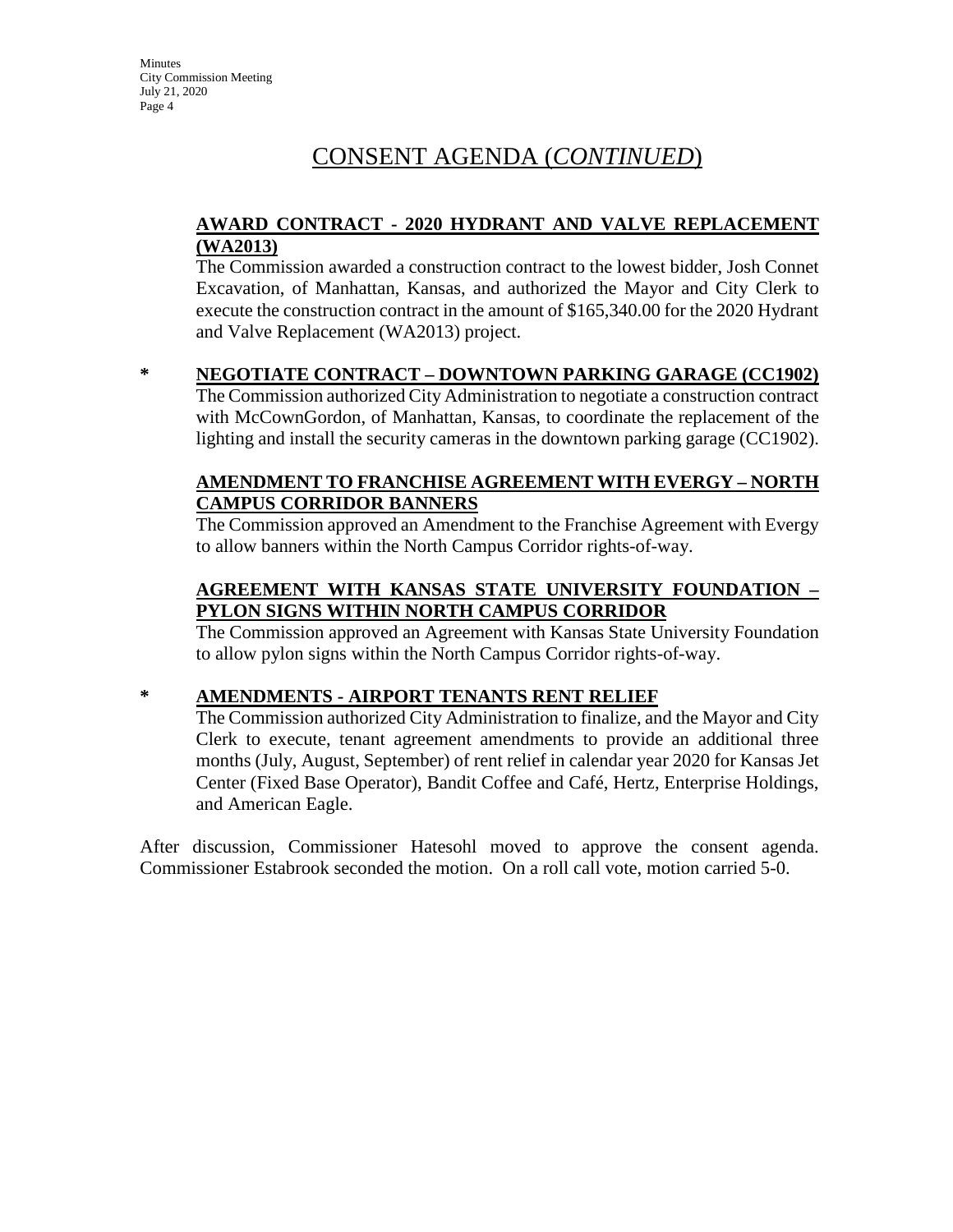# CONSENT AGENDA (*CONTINUED*)

**AWARD CONTRACT - 2020 HYDRANT AND VALVE REPLACEMENT (WA2013)**

The Commission awarded a construction contract to the lowest bidder, Josh Connet Excavation, of Manhattan, Kansas, and authorized the Mayor and City Clerk to execute the construction contract in the amount of $165,340.00 for the 2020 Hydrant and Valve Replacement (WA2013) project.

\* **NEGOTIATE CONTRACT – DOWNTOWN PARKING GARAGE (CC1902)**

The Commission authorized City Administration to negotiate a construction contract with McCownGordon, of Manhattan, Kansas, to coordinate the replacement of the lighting and install the security cameras in the downtown parking garage (CC1902).

**AMENDMENT TO FRANCHISE AGREEMENT WITH EVERGY – NORTH CAMPUS CORRIDOR BANNERS**

The Commission approved an Amendment to the Franchise Agreement with Evergy to allow banners within the North Campus Corridor rights-of-way.

**AGREEMENT WITH KANSAS STATE UNIVERSITY FOUNDATION – PYLON SIGNS WITHIN NORTH CAMPUS CORRIDOR**

The Commission approved an Agreement with Kansas State University Foundation to allow pylon signs within the North Campus Corridor rights-of-way.

\* **AMENDMENTS - AIRPORT TENANTS RENT RELIEF**

The Commission authorized City Administration to finalize, and the Mayor and City Clerk to execute, tenant agreement amendments to provide an additional three months (July, August, September) of rent relief in calendar year 2020 for Kansas Jet Center (Fixed Base Operator), Bandit Coffee and Café, Hertz, Enterprise Holdings, and American Eagle.

After discussion, Commissioner Hatesohl moved to approve the consent agenda. Commissioner Estabrook seconded the motion. On a roll call vote, motion carried 5-0.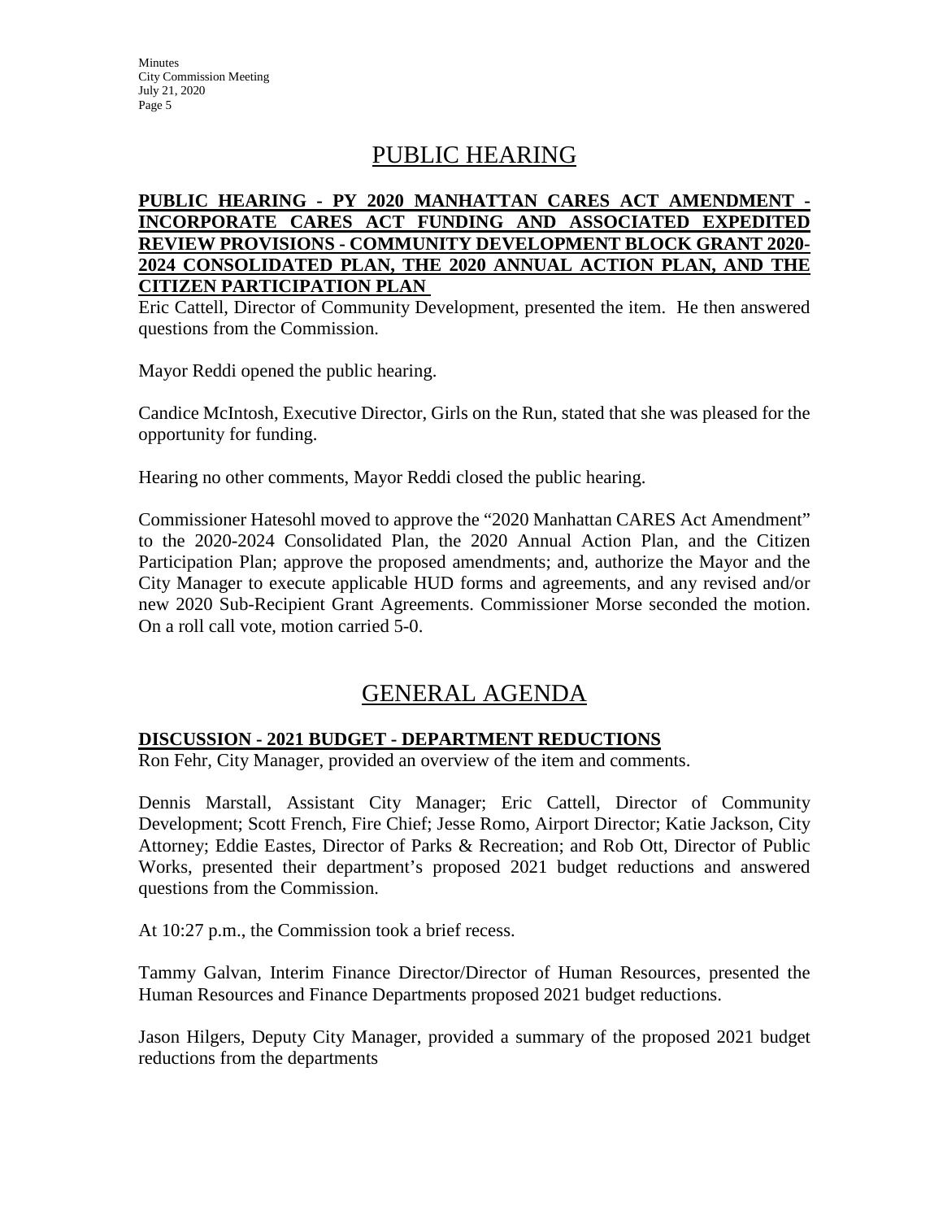# PUBLIC HEARING

**PUBLIC HEARING - PY 2020 MANHATTAN CARES ACT AMENDMENT - INCORPORATE CARES ACT FUNDING AND ASSOCIATED EXPEDITED REVIEW PROVISIONS - COMMUNITY DEVELOPMENT BLOCK GRANT 2020-2024 CONSOLIDATED PLAN, THE 2020 ANNUAL ACTION PLAN, AND THE CITIZEN PARTICIPATION PLAN**

Eric Cattell, Director of Community Development, presented the item. He then answered questions from the Commission.

Mayor Reddi opened the public hearing.

Candice McIntosh, Executive Director, Girls on the Run, stated that she was pleased for the opportunity for funding.

Hearing no other comments, Mayor Reddi closed the public hearing.

Commissioner Hatesohl moved to approve the "2020 Manhattan CARES Act Amendment" to the 2020-2024 Consolidated Plan, the 2020 Annual Action Plan, and the Citizen Participation Plan; approve the proposed amendments; and, authorize the Mayor and the City Manager to execute applicable HUD forms and agreements, and any revised and/or new 2020 Sub-Recipient Grant Agreements. Commissioner Morse seconded the motion. On a roll call vote, motion carried 5-0.

# GENERAL AGENDA

**DISCUSSION - 2021 BUDGET - DEPARTMENT REDUCTIONS**

Ron Fehr, City Manager, provided an overview of the item and comments.

Dennis Marstall, Assistant City Manager; Eric Cattell, Director of Community Development; Scott French, Fire Chief; Jesse Romo, Airport Director; Katie Jackson, City Attorney; Eddie Eastes, Director of Parks & Recreation; and Rob Ott, Director of Public Works, presented their department's proposed 2021 budget reductions and answered questions from the Commission.

At 10:27 p.m., the Commission took a brief recess.

Tammy Galvan, Interim Finance Director/Director of Human Resources, presented the Human Resources and Finance Departments proposed 2021 budget reductions.

Jason Hilgers, Deputy City Manager, provided a summary of the proposed 2021 budget reductions from the departments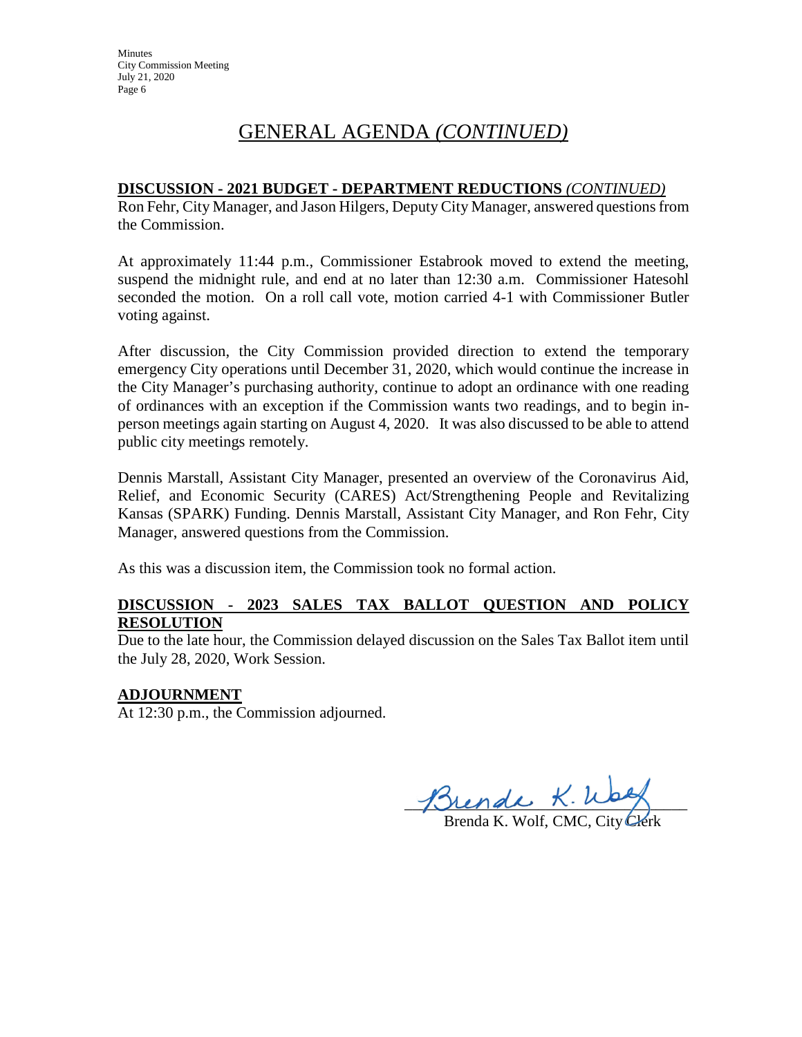# GENERAL AGENDA *(CONTINUED)*

**DISCUSSION - 2021 BUDGET - DEPARTMENT REDUCTIONS** *(CONTINUED)*

Ron Fehr, City Manager, and Jason Hilgers, Deputy City Manager, answered questions from the Commission.

At approximately 11:44 p.m., Commissioner Estabrook moved to extend the meeting, suspend the midnight rule, and end at no later than 12:30 a.m. Commissioner Hatesohl seconded the motion. On a roll call vote, motion carried 4-1 with Commissioner Butler voting against.

After discussion, the City Commission provided direction to extend the temporary emergency City operations until December 31, 2020, which would continue the increase in the City Manager's purchasing authority, continue to adopt an ordinance with one reading of ordinances with an exception if the Commission wants two readings, and to begin in-person meetings again starting on August 4, 2020. It was also discussed to be able to attend public city meetings remotely.

Dennis Marstall, Assistant City Manager, presented an overview of the Coronavirus Aid, Relief, and Economic Security (CARES) Act/Strengthening People and Revitalizing Kansas (SPARK) Funding. Dennis Marstall, Assistant City Manager, and Ron Fehr, City Manager, answered questions from the Commission.

As this was a discussion item, the Commission took no formal action.

**DISCUSSION - 2023 SALES TAX BALLOT QUESTION AND POLICY RESOLUTION**

Due to the late hour, the Commission delayed discussion on the Sales Tax Ballot item until the July 28, 2020, Work Session.

**ADJOURNMENT**

At 12:30 p.m., the Commission adjourned.

Brenda K. Wolf, CMC, City Clerk